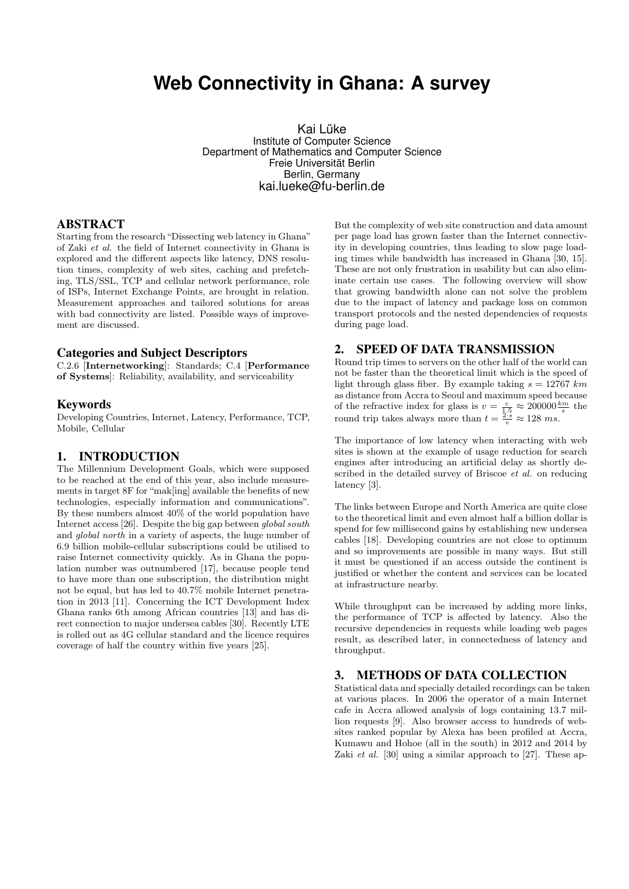# Web Connectivity in Ghana: A survey

Kai Lüke
Institute of Computer Science
Department of Mathematics and Computer Science
Freie Universität Berlin
Berlin, Germany
kai.lueke@fu-berlin.de

## ABSTRACT

Starting from the research "Dissecting web latency in Ghana" of Zaki *et al.* the field of Internet connectivity in Ghana is explored and the different aspects like latency, DNS resolution times, complexity of web sites, caching and prefetching, TLS/SSL, TCP and cellular network performance, role of ISPs, Internet Exchange Points, are brought in relation. Measurement approaches and tailored solutions for areas with bad connectivity are listed. Possible ways of improvement are discussed.

### Categories and Subject Descriptors

C.2.6 [**Internetworking**]: Standards; C.4 [**Performance of Systems**]: Reliability, availability, and serviceability

### Keywords

Developing Countries, Internet, Latency, Performance, TCP, Mobile, Cellular

## 1. INTRODUCTION

The Millennium Development Goals, which were supposed to be reached at the end of this year, also include measurements in target 8F for "mak[ing] available the benefits of new technologies, especially information and communications". By these numbers almost 40% of the world population have Internet access [26]. Despite the big gap between *global south* and *global north* in a variety of aspects, the huge number of 6.9 billion mobile-cellular subscriptions could be utilised to raise Internet connectivity quickly. As in Ghana the population number was outnumbered [17], because people tend to have more than one subscription, the distribution might not be equal, but has led to 40.7% mobile Internet penetration in 2013 [11]. Concerning the ICT Development Index Ghana ranks 6th among African countries [13] and has direct connection to major undersea cables [30]. Recently LTE is rolled out as 4G cellular standard and the licence requires coverage of half the country within five years [25].

But the complexity of web site construction and data amount per page load has grown faster than the Internet connectivity in developing countries, thus leading to slow page loading times while bandwidth has increased in Ghana [30, 15]. These are not only frustration in usability but can also eliminate certain use cases. The following overview will show that growing bandwidth alone can not solve the problem due to the impact of latency and package loss on common transport protocols and the nested dependencies of requests during page load.

## 2. SPEED OF DATA TRANSMISSION

Round trip times to servers on the other half of the world can not be faster than the theoretical limit which is the speed of light through glass fiber. By example taking $s = 12767\ km$ as distance from Accra to Seoul and maximum speed because of the refractive index for glass is $v = \frac{c}{1.5} \approx 200000 \frac{km}{s}$ the round trip takes always more than $t = \frac{2 \cdot s}{v} \approx 128\ ms$.

The importance of low latency when interacting with web sites is shown at the example of usage reduction for search engines after introducing an artificial delay as shortly described in the detailed survey of Briscoe *et al.* on reducing latency [3].

The links between Europe and North America are quite close to the theoretical limit and even almost half a billion dollar is spend for few millisecond gains by establishing new undersea cables [18]. Developing countries are not close to optimum and so improvements are possible in many ways. But still it must be questioned if an access outside the continent is justified or whether the content and services can be located at infrastructure nearby.

While throughput can be increased by adding more links, the performance of TCP is affected by latency. Also the recursive dependencies in requests while loading web pages result, as described later, in connectedness of latency and throughput.

## 3. METHODS OF DATA COLLECTION

Statistical data and specially detailed recordings can be taken at various places. In 2006 the operator of a main Internet cafe in Accra allowed analysis of logs containing 13.7 million requests [9]. Also browser access to hundreds of websites ranked popular by Alexa has been profiled at Accra, Kumawu and Hohoe (all in the south) in 2012 and 2014 by Zaki *et al.* [30] using a similar approach to [27]. These ap-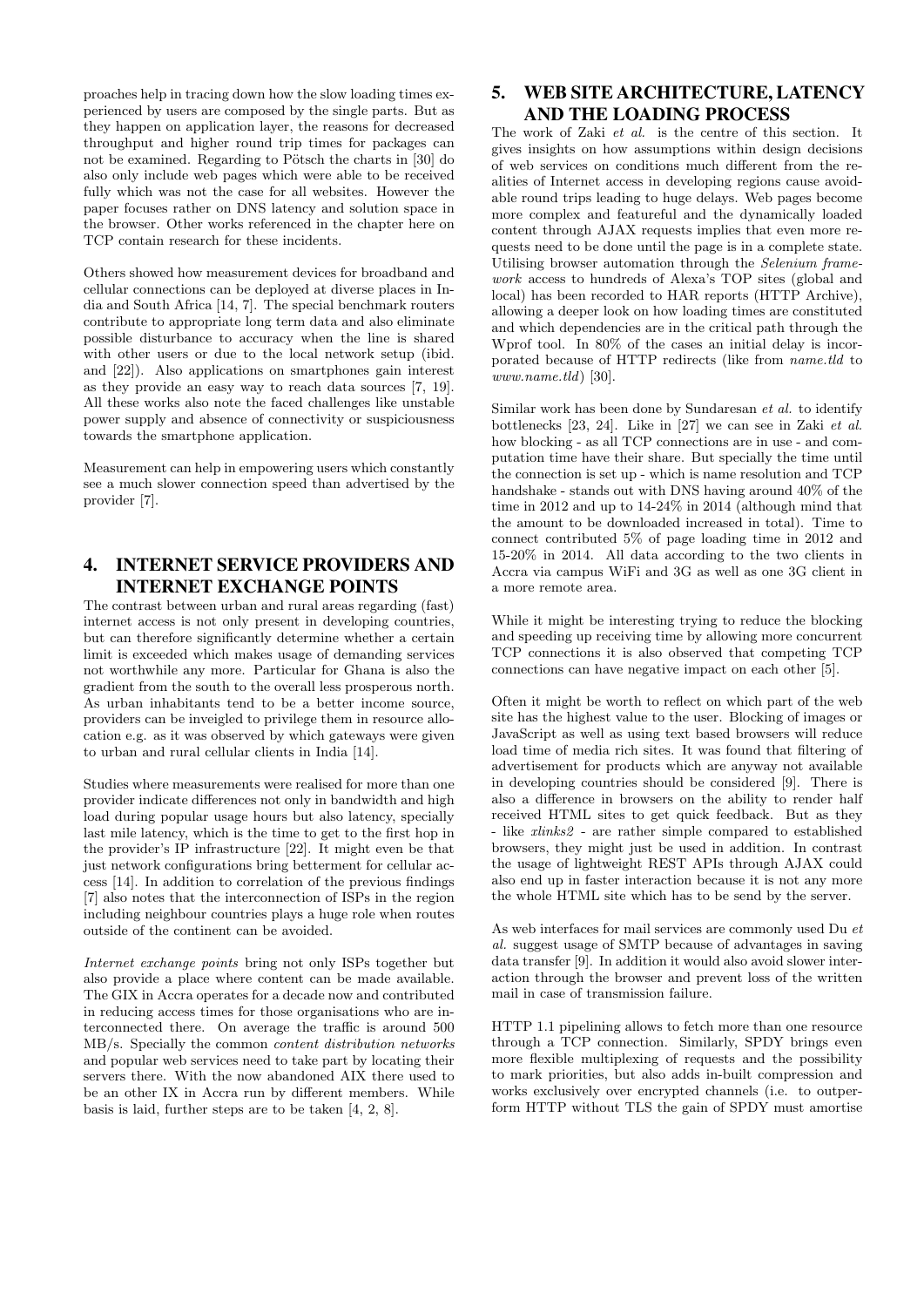proaches help in tracing down how the slow loading times experienced by users are composed by the single parts. But as they happen on application layer, the reasons for decreased throughput and higher round trip times for packages can not be examined. Regarding to Pötsch the charts in [30] do also only include web pages which were able to be received fully which was not the case for all websites. However the paper focuses rather on DNS latency and solution space in the browser. Other works referenced in the chapter here on TCP contain research for these incidents.

Others showed how measurement devices for broadband and cellular connections can be deployed at diverse places in India and South Africa [14, 7]. The special benchmark routers contribute to appropriate long term data and also eliminate possible disturbance to accuracy when the line is shared with other users or due to the local network setup (ibid. and [22]). Also applications on smartphones gain interest as they provide an easy way to reach data sources [7, 19]. All these works also note the faced challenges like unstable power supply and absence of connectivity or suspiciousness towards the smartphone application.

Measurement can help in empowering users which constantly see a much slower connection speed than advertised by the provider [7].

## 4. INTERNET SERVICE PROVIDERS AND INTERNET EXCHANGE POINTS

The contrast between urban and rural areas regarding (fast) internet access is not only present in developing countries, but can therefore significantly determine whether a certain limit is exceeded which makes usage of demanding services not worthwhile any more. Particular for Ghana is also the gradient from the south to the overall less prosperous north. As urban inhabitants tend to be a better income source, providers can be inveigled to privilege them in resource allocation e.g. as it was observed by which gateways were given to urban and rural cellular clients in India [14].

Studies where measurements were realised for more than one provider indicate differences not only in bandwidth and high load during popular usage hours but also latency, specially last mile latency, which is the time to get to the first hop in the provider's IP infrastructure [22]. It might even be that just network configurations bring betterment for cellular access [14]. In addition to correlation of the previous findings [7] also notes that the interconnection of ISPs in the region including neighbour countries plays a huge role when routes outside of the continent can be avoided.

*Internet exchange points* bring not only ISPs together but also provide a place where content can be made available. The GIX in Accra operates for a decade now and contributed in reducing access times for those organisations who are interconnected there. On average the traffic is around 500 MB/s. Specially the common *content distribution networks* and popular web services need to take part by locating their servers there. With the now abandoned AIX there used to be an other IX in Accra run by different members. While basis is laid, further steps are to be taken [4, 2, 8].

## 5. WEB SITE ARCHITECTURE, LATENCY AND THE LOADING PROCESS

The work of Zaki *et al.* is the centre of this section. It gives insights on how assumptions within design decisions of web services on conditions much different from the realities of Internet access in developing regions cause avoidable round trips leading to huge delays. Web pages become more complex and featureful and the dynamically loaded content through AJAX requests implies that even more requests need to be done until the page is in a complete state. Utilising browser automation through the *Selenium framework* access to hundreds of Alexa's TOP sites (global and local) has been recorded to HAR reports (HTTP Archive), allowing a deeper look on how loading times are constituted and which dependencies are in the critical path through the Wprof tool. In 80% of the cases an initial delay is incorporated because of HTTP redirects (like from *name.tld* to *www.name.tld*) [30].

Similar work has been done by Sundaresan *et al.* to identify bottlenecks [23, 24]. Like in [27] we can see in Zaki *et al.* how blocking - as all TCP connections are in use - and computation time have their share. But specially the time until the connection is set up - which is name resolution and TCP handshake - stands out with DNS having around 40% of the time in 2012 and up to 14-24% in 2014 (although mind that the amount to be downloaded increased in total). Time to connect contributed 5% of page loading time in 2012 and 15-20% in 2014. All data according to the two clients in Accra via campus WiFi and 3G as well as one 3G client in a more remote area.

While it might be interesting trying to reduce the blocking and speeding up receiving time by allowing more concurrent TCP connections it is also observed that competing TCP connections can have negative impact on each other [5].

Often it might be worth to reflect on which part of the web site has the highest value to the user. Blocking of images or JavaScript as well as using text based browsers will reduce load time of media rich sites. It was found that filtering of advertisement for products which are anyway not available in developing countries should be considered [9]. There is also a difference in browsers on the ability to render half received HTML sites to get quick feedback. But as they - like *xlinks2* - are rather simple compared to established browsers, they might just be used in addition. In contrast the usage of lightweight REST APIs through AJAX could also end up in faster interaction because it is not any more the whole HTML site which has to be send by the server.

As web interfaces for mail services are commonly used Du *et al.* suggest usage of SMTP because of advantages in saving data transfer [9]. In addition it would also avoid slower interaction through the browser and prevent loss of the written mail in case of transmission failure.

HTTP 1.1 pipelining allows to fetch more than one resource through a TCP connection. Similarly, SPDY brings even more flexible multiplexing of requests and the possibility to mark priorities, but also adds in-built compression and works exclusively over encrypted channels (i.e. to outperform HTTP without TLS the gain of SPDY must amortise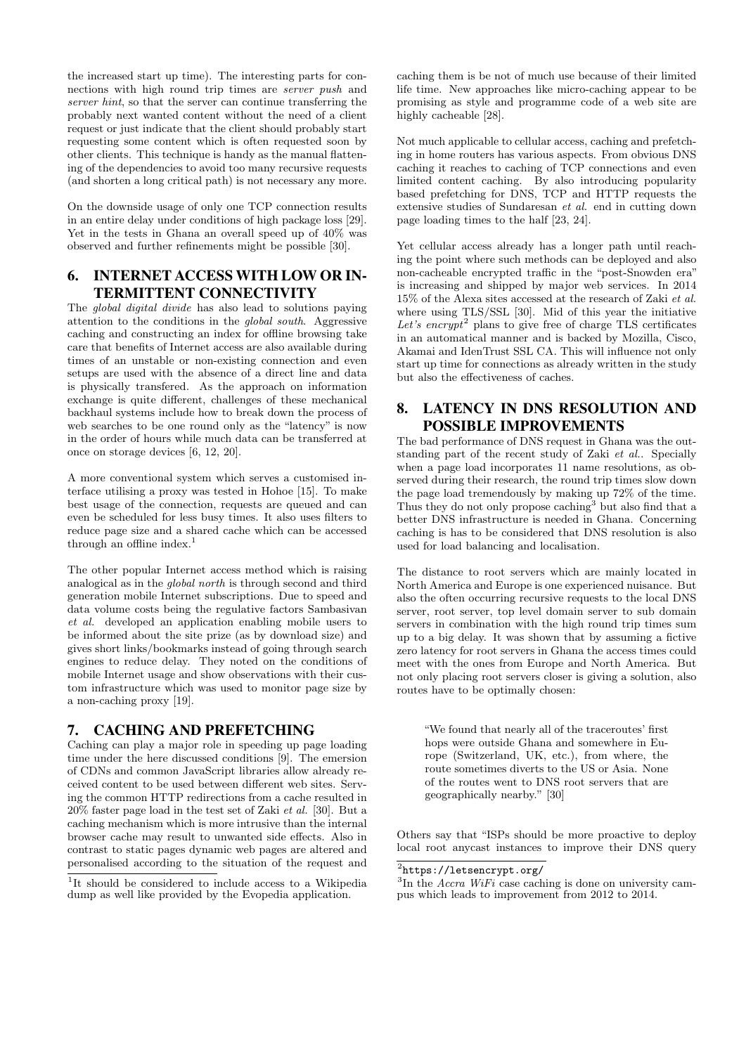the increased start up time). The interesting parts for connections with high round trip times are *server push* and *server hint*, so that the server can continue transferring the probably next wanted content without the need of a client request or just indicate that the client should probably start requesting some content which is often requested soon by other clients. This technique is handy as the manual flattening of the dependencies to avoid too many recursive requests (and shorten a long critical path) is not necessary any more.

On the downside usage of only one TCP connection results in an entire delay under conditions of high package loss [29]. Yet in the tests in Ghana an overall speed up of 40% was observed and further refinements might be possible [30].

## 6. INTERNET ACCESS WITH LOW OR INTERMITTENT CONNECTIVITY

The *global digital divide* has also lead to solutions paying attention to the conditions in the *global south*. Aggressive caching and constructing an index for offline browsing take care that benefits of Internet access are also available during times of an unstable or non-existing connection and even setups are used with the absence of a direct line and data is physically transfered. As the approach on information exchange is quite different, challenges of these mechanical backhaul systems include how to break down the process of web searches to be one round only as the "latency" is now in the order of hours while much data can be transferred at once on storage devices [6, 12, 20].

A more conventional system which serves a customised interface utilising a proxy was tested in Hohoe [15]. To make best usage of the connection, requests are queued and can even be scheduled for less busy times. It also uses filters to reduce page size and a shared cache which can be accessed through an offline index.[1]

The other popular Internet access method which is raising analogical as in the *global north* is through second and third generation mobile Internet subscriptions. Due to speed and data volume costs being the regulative factors Sambasivan *et al.* developed an application enabling mobile users to be informed about the site prize (as by download size) and gives short links/bookmarks instead of going through search engines to reduce delay. They noted on the conditions of mobile Internet usage and show observations with their custom infrastructure which was used to monitor page size by a non-caching proxy [19].

## 7. CACHING AND PREFETCHING

Caching can play a major role in speeding up page loading time under the here discussed conditions [9]. The emersion of CDNs and common JavaScript libraries allow already received content to be used between different web sites. Serving the common HTTP redirections from a cache resulted in 20% faster page load in the test set of Zaki *et al.* [30]. But a caching mechanism which is more intrusive than the internal browser cache may result to unwanted side effects. Also in contrast to static pages dynamic web pages are altered and personalised according to the situation of the request and caching them is be not of much use because of their limited life time. New approaches like micro-caching appear to be promising as style and programme code of a web site are highly cacheable [28].

Not much applicable to cellular access, caching and prefetching in home routers has various aspects. From obvious DNS caching it reaches to caching of TCP connections and even limited content caching. By also introducing popularity based prefetching for DNS, TCP and HTTP requests the extensive studies of Sundaresan *et al.* end in cutting down page loading times to the half [23, 24].

Yet cellular access already has a longer path until reaching the point where such methods can be deployed and also non-cacheable encrypted traffic in the "post-Snowden era" is increasing and shipped by major web services. In 2014 15% of the Alexa sites accessed at the research of Zaki *et al.* where using TLS/SSL [30]. Mid of this year the initiative *Let's encrypt*[2] plans to give free of charge TLS certificates in an automatical manner and is backed by Mozilla, Cisco, Akamai and IdenTrust SSL CA. This will influence not only start up time for connections as already written in the study but also the effectiveness of caches.

## 8. LATENCY IN DNS RESOLUTION AND POSSIBLE IMPROVEMENTS

The bad performance of DNS request in Ghana was the outstanding part of the recent study of Zaki *et al.*. Specially when a page load incorporates 11 name resolutions, as observed during their research, the round trip times slow down the page load tremendously by making up 72% of the time. Thus they do not only propose caching[3] but also find that a better DNS infrastructure is needed in Ghana. Concerning caching is has to be considered that DNS resolution is also used for load balancing and localisation.

The distance to root servers which are mainly located in North America and Europe is one experienced nuisance. But also the often occurring recursive requests to the local DNS server, root server, top level domain server to sub domain servers in combination with the high round trip times sum up to a big delay. It was shown that by assuming a fictive zero latency for root servers in Ghana the access times could meet with the ones from Europe and North America. But not only placing root servers closer is giving a solution, also routes have to be optimally chosen:

> "We found that nearly all of the traceroutes' first hops were outside Ghana and somewhere in Europe (Switzerland, UK, etc.), from where, the route sometimes diverts to the US or Asia. None of the routes went to DNS root servers that are geographically nearby." [30]

Others say that "ISPs should be more proactive to deploy local root anycast instances to improve their DNS query

[1] It should be considered to include access to a Wikipedia dump as well like provided by the Evopedia application.

[2] `https://letsencrypt.org/`

[3] In the *Accra WiFi* case caching is done on university campus which leads to improvement from 2012 to 2014.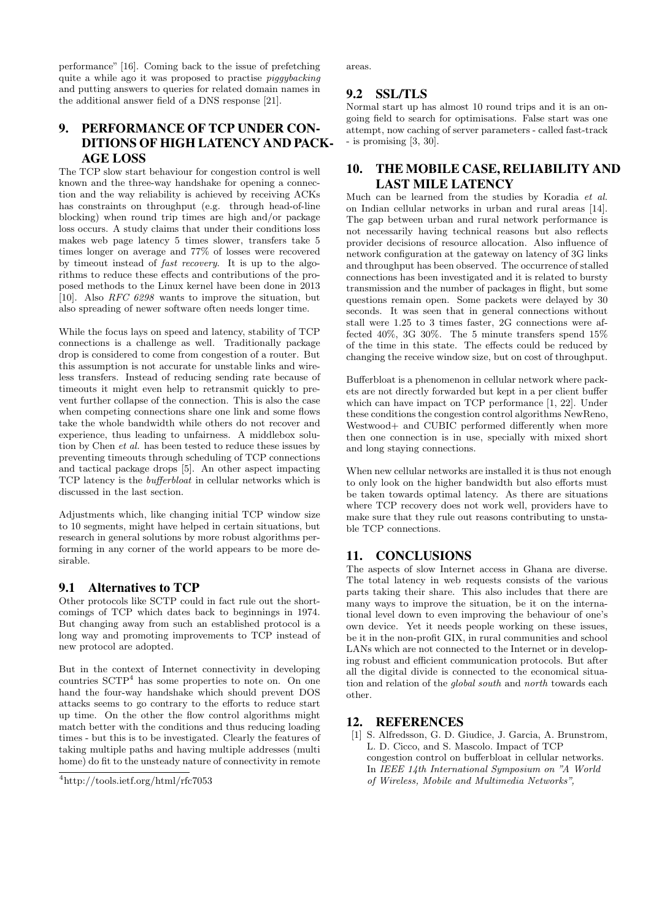performance" [16]. Coming back to the issue of prefetching quite a while ago it was proposed to practise *piggybacking* and putting answers to queries for related domain names in the additional answer field of a DNS response [21].

## 9. PERFORMANCE OF TCP UNDER CONDITIONS OF HIGH LATENCY AND PACKAGE LOSS

The TCP slow start behaviour for congestion control is well known and the three-way handshake for opening a connection and the way reliability is achieved by receiving ACKs has constraints on throughput (e.g. through head-of-line blocking) when round trip times are high and/or package loss occurs. A study claims that under their conditions loss makes web page latency 5 times slower, transfers take 5 times longer on average and 77% of losses were recovered by timeout instead of *fast recovery*. It is up to the algorithms to reduce these effects and contributions of the proposed methods to the Linux kernel have been done in 2013 [10]. Also *RFC 6298* wants to improve the situation, but also spreading of newer software often needs longer time.

While the focus lays on speed and latency, stability of TCP connections is a challenge as well. Traditionally package drop is considered to come from congestion of a router. But this assumption is not accurate for unstable links and wireless transfers. Instead of reducing sending rate because of timeouts it might even help to retransmit quickly to prevent further collapse of the connection. This is also the case when competing connections share one link and some flows take the whole bandwidth while others do not recover and experience, thus leading to unfairness. A middlebox solution by Chen *et al.* has been tested to reduce these issues by preventing timeouts through scheduling of TCP connections and tactical package drops [5]. An other aspect impacting TCP latency is the *bufferbloat* in cellular networks which is discussed in the last section.

Adjustments which, like changing initial TCP window size to 10 segments, might have helped in certain situations, but research in general solutions by more robust algorithms performing in any corner of the world appears to be more desirable.

### 9.1 Alternatives to TCP

Other protocols like SCTP could in fact rule out the shortcomings of TCP which dates back to beginnings in 1974. But changing away from such an established protocol is a long way and promoting improvements to TCP instead of new protocol are adopted.

But in the context of Internet connectivity in developing countries SCTP[4] has some properties to note on. On one hand the four-way handshake which should prevent DOS attacks seems to go contrary to the efforts to reduce start up time. On the other the flow control algorithms might match better with the conditions and thus reducing loading times - but this is to be investigated. Clearly the features of taking multiple paths and having multiple addresses (multi home) do fit to the unsteady nature of connectivity in remote areas.

[4]http://tools.ietf.org/html/rfc7053

### 9.2 SSL/TLS

Normal start up has almost 10 round trips and it is an ongoing field to search for optimisations. False start was one attempt, now caching of server parameters - called fast-track - is promising [3, 30].

## 10. THE MOBILE CASE, RELIABILITY AND LAST MILE LATENCY

Much can be learned from the studies by Koradia *et al.* on Indian cellular networks in urban and rural areas [14]. The gap between urban and rural network performance is not necessarily having technical reasons but also reflects provider decisions of resource allocation. Also influence of network configuration at the gateway on latency of 3G links and throughput has been observed. The occurrence of stalled connections has been investigated and it is related to bursty transmission and the number of packages in flight, but some questions remain open. Some packets were delayed by 30 seconds. It was seen that in general connections without stall were 1.25 to 3 times faster, 2G connections were affected 40%, 3G 30%. The 5 minute transfers spend 15% of the time in this state. The effects could be reduced by changing the receive window size, but on cost of throughput.

Bufferbloat is a phenomenon in cellular network where packets are not directly forwarded but kept in a per client buffer which can have impact on TCP performance [1, 22]. Under these conditions the congestion control algorithms NewReno, Westwood+ and CUBIC performed differently when more then one connection is in use, specially with mixed short and long staying connections.

When new cellular networks are installed it is thus not enough to only look on the higher bandwidth but also efforts must be taken towards optimal latency. As there are situations where TCP recovery does not work well, providers have to make sure that they rule out reasons contributing to unstable TCP connections.

## 11. CONCLUSIONS

The aspects of slow Internet access in Ghana are diverse. The total latency in web requests consists of the various parts taking their share. This also includes that there are many ways to improve the situation, be it on the international level down to even improving the behaviour of one's own device. Yet it needs people working on these issues, be it in the non-profit GIX, in rural communities and school LANs which are not connected to the Internet or in developing robust and efficient communication protocols. But after all the digital divide is connected to the economical situation and relation of the *global south* and *north* towards each other.

## 12. REFERENCES

[1] S. Alfredsson, G. D. Giudice, J. Garcia, A. Brunstrom, L. D. Cicco, and S. Mascolo. Impact of TCP congestion control on bufferbloat in cellular networks. In *IEEE 14th International Symposium on "A World of Wireless, Mobile and Multimedia Networks",*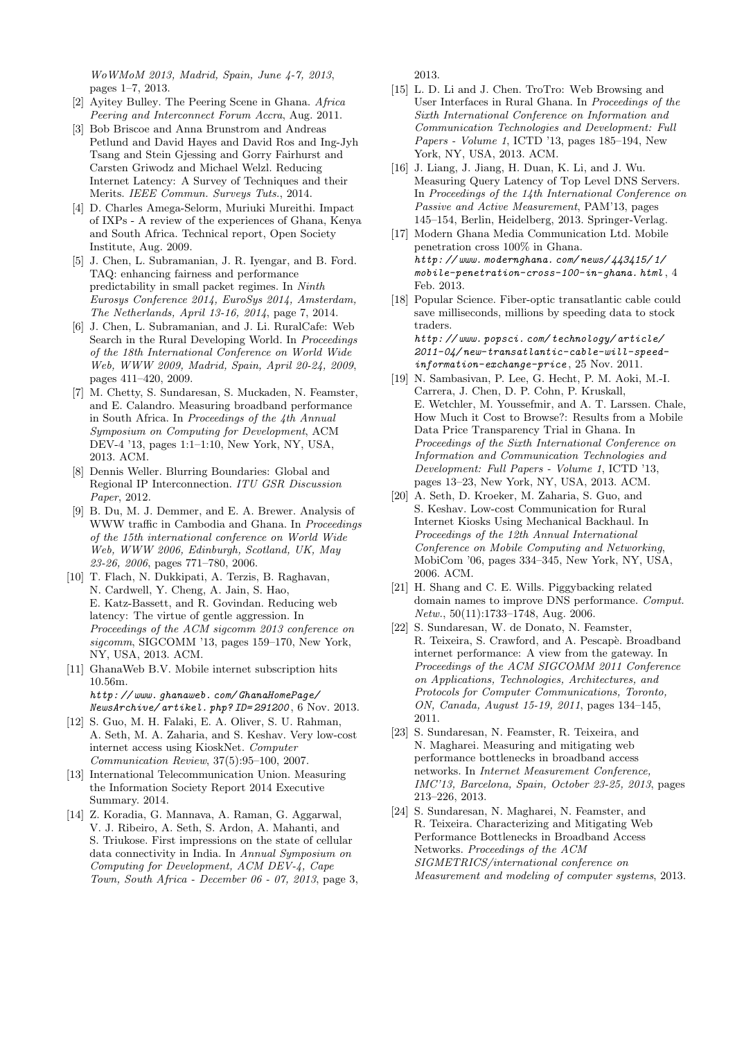*WoWMoM 2013, Madrid, Spain, June 4-7, 2013*, pages 1–7, 2013.

[2] Ayitey Bulley. The Peering Scene in Ghana. *Africa Peering and Interconnect Forum Accra*, Aug. 2011.

[3] Bob Briscoe and Anna Brunstrom and Andreas Petlund and David Hayes and David Ros and Ing-Jyh Tsang and Stein Gjessing and Gorry Fairhurst and Carsten Griwodz and Michael Welzl. Reducing Internet Latency: A Survey of Techniques and their Merits. *IEEE Commun. Surveys Tuts.*, 2014.

[4] D. Charles Amega-Selorm, Muriuki Mureithi. Impact of IXPs - A review of the experiences of Ghana, Kenya and South Africa. Technical report, Open Society Institute, Aug. 2009.

[5] J. Chen, L. Subramanian, J. R. Iyengar, and B. Ford. TAQ: enhancing fairness and performance predictability in small packet regimes. In *Ninth Eurosys Conference 2014, EuroSys 2014, Amsterdam, The Netherlands, April 13-16, 2014*, page 7, 2014.

[6] J. Chen, L. Subramanian, and J. Li. RuralCafe: Web Search in the Rural Developing World. In *Proceedings of the 18th International Conference on World Wide Web, WWW 2009, Madrid, Spain, April 20-24, 2009*, pages 411–420, 2009.

[7] M. Chetty, S. Sundaresan, S. Muckaden, N. Feamster, and E. Calandro. Measuring broadband performance in South Africa. In *Proceedings of the 4th Annual Symposium on Computing for Development*, ACM DEV-4 '13, pages 1:1–1:10, New York, NY, USA, 2013. ACM.

[8] Dennis Weller. Blurring Boundaries: Global and Regional IP Interconnection. *ITU GSR Discussion Paper*, 2012.

[9] B. Du, M. J. Demmer, and E. A. Brewer. Analysis of WWW traffic in Cambodia and Ghana. In *Proceedings of the 15th international conference on World Wide Web, WWW 2006, Edinburgh, Scotland, UK, May 23-26, 2006*, pages 771–780, 2006.

[10] T. Flach, N. Dukkipati, A. Terzis, B. Raghavan, N. Cardwell, Y. Cheng, A. Jain, S. Hao, E. Katz-Bassett, and R. Govindan. Reducing web latency: The virtue of gentle aggression. In *Proceedings of the ACM sigcomm 2013 conference on sigcomm*, SIGCOMM '13, pages 159–170, New York, NY, USA, 2013. ACM.

[11] GhanaWeb B.V. Mobile internet subscription hits 10.56m. `http://www.ghanaweb.com/GhanaHomePage/NewsArchive/artikel.php?ID=291200`, 6 Nov. 2013.

[12] S. Guo, M. H. Falaki, E. A. Oliver, S. U. Rahman, A. Seth, M. A. Zaharia, and S. Keshav. Very low-cost internet access using KioskNet. *Computer Communication Review*, 37(5):95–100, 2007.

[13] International Telecommunication Union. Measuring the Information Society Report 2014 Executive Summary. 2014.

[14] Z. Koradia, G. Mannava, A. Raman, G. Aggarwal, V. J. Ribeiro, A. Seth, S. Ardon, A. Mahanti, and S. Triukose. First impressions on the state of cellular data connectivity in India. In *Annual Symposium on Computing for Development, ACM DEV-4, Cape Town, South Africa - December 06 - 07, 2013*, page 3, 2013.

[15] L. D. Li and J. Chen. TroTro: Web Browsing and User Interfaces in Rural Ghana. In *Proceedings of the Sixth International Conference on Information and Communication Technologies and Development: Full Papers - Volume 1*, ICTD '13, pages 185–194, New York, NY, USA, 2013. ACM.

[16] J. Liang, J. Jiang, H. Duan, K. Li, and J. Wu. Measuring Query Latency of Top Level DNS Servers. In *Proceedings of the 14th International Conference on Passive and Active Measurement*, PAM'13, pages 145–154, Berlin, Heidelberg, 2013. Springer-Verlag.

[17] Modern Ghana Media Communication Ltd. Mobile penetration cross 100% in Ghana. `http://www.modernghana.com/news/443415/1/mobile-penetration-cross-100-in-ghana.html`, 4 Feb. 2013.

[18] Popular Science. Fiber-optic transatlantic cable could save milliseconds, millions by speeding data to stock traders. `http://www.popsci.com/technology/article/2011-04/new-transatlantic-cable-will-speed-information-exchange-price`, 25 Nov. 2011.

[19] N. Sambasivan, P. Lee, G. Hecht, P. M. Aoki, M.-I. Carrera, J. Chen, D. P. Cohn, P. Kruskall, E. Wetchler, M. Youssefmir, and A. T. Larssen. Chale, How Much it Cost to Browse?: Results from a Mobile Data Price Transparency Trial in Ghana. In *Proceedings of the Sixth International Conference on Information and Communication Technologies and Development: Full Papers - Volume 1*, ICTD '13, pages 13–23, New York, NY, USA, 2013. ACM.

[20] A. Seth, D. Kroeker, M. Zaharia, S. Guo, and S. Keshav. Low-cost Communication for Rural Internet Kiosks Using Mechanical Backhaul. In *Proceedings of the 12th Annual International Conference on Mobile Computing and Networking*, MobiCom '06, pages 334–345, New York, NY, USA, 2006. ACM.

[21] H. Shang and C. E. Wills. Piggybacking related domain names to improve DNS performance. *Comput. Netw.*, 50(11):1733–1748, Aug. 2006.

[22] S. Sundaresan, W. de Donato, N. Feamster, R. Teixeira, S. Crawford, and A. Pescapè. Broadband internet performance: A view from the gateway. In *Proceedings of the ACM SIGCOMM 2011 Conference on Applications, Technologies, Architectures, and Protocols for Computer Communications, Toronto, ON, Canada, August 15-19, 2011*, pages 134–145, 2011.

[23] S. Sundaresan, N. Feamster, R. Teixeira, and N. Magharei. Measuring and mitigating web performance bottlenecks in broadband access networks. In *Internet Measurement Conference, IMC'13, Barcelona, Spain, October 23-25, 2013*, pages 213–226, 2013.

[24] S. Sundaresan, N. Magharei, N. Feamster, and R. Teixeira. Characterizing and Mitigating Web Performance Bottlenecks in Broadband Access Networks. *Proceedings of the ACM SIGMETRICS/international conference on Measurement and modeling of computer systems*, 2013.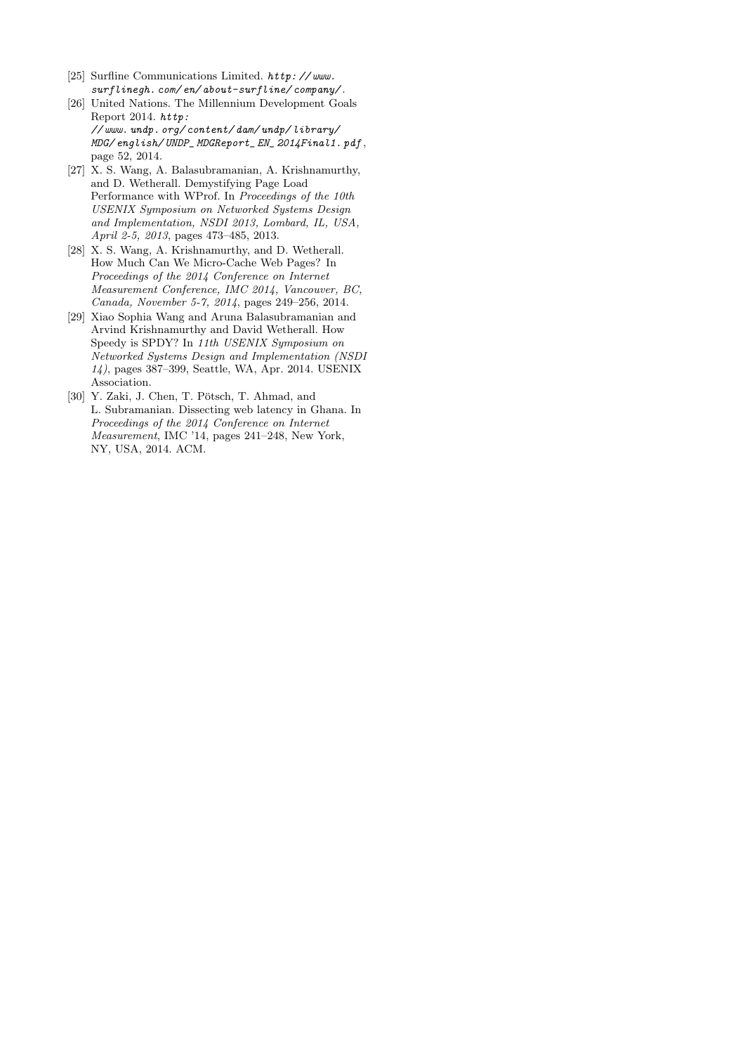[25] Surfline Communications Limited. *http://www.surflinegh.com/en/about-surfline/company/*.

[26] United Nations. The Millennium Development Goals Report 2014. *http://www.undp.org/content/dam/undp/library/MDG/english/UNDP_MDGReport_EN_2014Final1.pdf*, page 52, 2014.

[27] X. S. Wang, A. Balasubramanian, A. Krishnamurthy, and D. Wetherall. Demystifying Page Load Performance with WProf. In *Proceedings of the 10th USENIX Symposium on Networked Systems Design and Implementation, NSDI 2013, Lombard, IL, USA, April 2-5, 2013*, pages 473–485, 2013.

[28] X. S. Wang, A. Krishnamurthy, and D. Wetherall. How Much Can We Micro-Cache Web Pages? In *Proceedings of the 2014 Conference on Internet Measurement Conference, IMC 2014, Vancouver, BC, Canada, November 5-7, 2014*, pages 249–256, 2014.

[29] Xiao Sophia Wang and Aruna Balasubramanian and Arvind Krishnamurthy and David Wetherall. How Speedy is SPDY? In *11th USENIX Symposium on Networked Systems Design and Implementation (NSDI 14)*, pages 387–399, Seattle, WA, Apr. 2014. USENIX Association.

[30] Y. Zaki, J. Chen, T. Pötsch, T. Ahmad, and L. Subramanian. Dissecting web latency in Ghana. In *Proceedings of the 2014 Conference on Internet Measurement*, IMC '14, pages 241–248, New York, NY, USA, 2014. ACM.